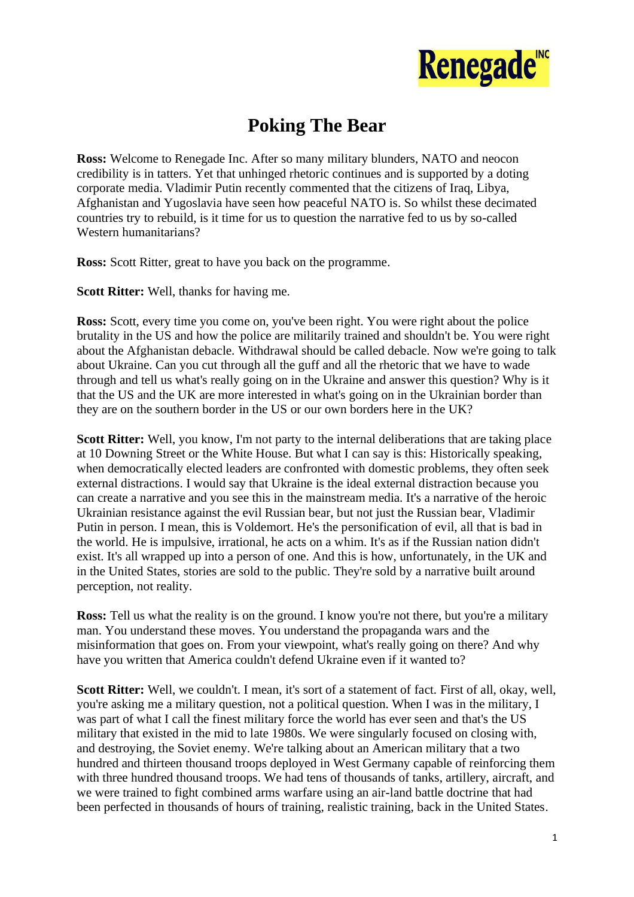Renegade[INC]

# Poking The Bear

**Ross:** Welcome to Renegade Inc. After so many military blunders, NATO and neocon credibility is in tatters. Yet that unhinged rhetoric continues and is supported by a doting corporate media. Vladimir Putin recently commented that the citizens of Iraq, Libya, Afghanistan and Yugoslavia have seen how peaceful NATO is. So whilst these decimated countries try to rebuild, is it time for us to question the narrative fed to us by so-called Western humanitarians?

**Ross:** Scott Ritter, great to have you back on the programme.

**Scott Ritter:** Well, thanks for having me.

**Ross:** Scott, every time you come on, you've been right. You were right about the police brutality in the US and how the police are militarily trained and shouldn't be. You were right about the Afghanistan debacle. Withdrawal should be called debacle. Now we're going to talk about Ukraine. Can you cut through all the guff and all the rhetoric that we have to wade through and tell us what's really going on in the Ukraine and answer this question? Why is it that the US and the UK are more interested in what's going on in the Ukrainian border than they are on the southern border in the US or our own borders here in the UK?

**Scott Ritter:** Well, you know, I'm not party to the internal deliberations that are taking place at 10 Downing Street or the White House. But what I can say is this: Historically speaking, when democratically elected leaders are confronted with domestic problems, they often seek external distractions. I would say that Ukraine is the ideal external distraction because you can create a narrative and you see this in the mainstream media. It's a narrative of the heroic Ukrainian resistance against the evil Russian bear, but not just the Russian bear, Vladimir Putin in person. I mean, this is Voldemort. He's the personification of evil, all that is bad in the world. He is impulsive, irrational, he acts on a whim. It's as if the Russian nation didn't exist. It's all wrapped up into a person of one. And this is how, unfortunately, in the UK and in the United States, stories are sold to the public. They're sold by a narrative built around perception, not reality.

**Ross:** Tell us what the reality is on the ground. I know you're not there, but you're a military man. You understand these moves. You understand the propaganda wars and the misinformation that goes on. From your viewpoint, what's really going on there? And why have you written that America couldn't defend Ukraine even if it wanted to?

**Scott Ritter:** Well, we couldn't. I mean, it's sort of a statement of fact. First of all, okay, well, you're asking me a military question, not a political question. When I was in the military, I was part of what I call the finest military force the world has ever seen and that's the US military that existed in the mid to late 1980s. We were singularly focused on closing with, and destroying, the Soviet enemy. We're talking about an American military that a two hundred and thirteen thousand troops deployed in West Germany capable of reinforcing them with three hundred thousand troops. We had tens of thousands of tanks, artillery, aircraft, and we were trained to fight combined arms warfare using an air-land battle doctrine that had been perfected in thousands of hours of training, realistic training, back in the United States.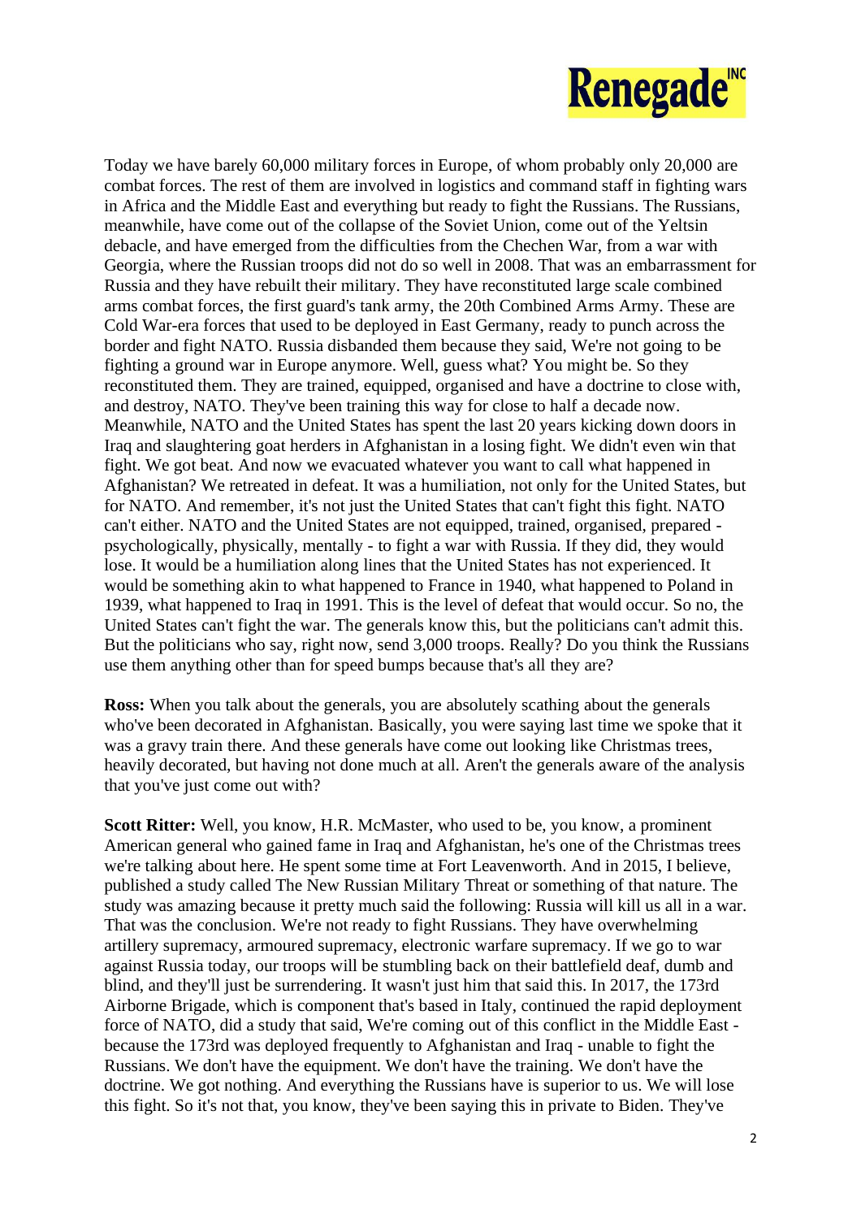Today we have barely 60,000 military forces in Europe, of whom probably only 20,000 are combat forces. The rest of them are involved in logistics and command staff in fighting wars in Africa and the Middle East and everything but ready to fight the Russians. The Russians, meanwhile, have come out of the collapse of the Soviet Union, come out of the Yeltsin debacle, and have emerged from the difficulties from the Chechen War, from a war with Georgia, where the Russian troops did not do so well in 2008. That was an embarrassment for Russia and they have rebuilt their military. They have reconstituted large scale combined arms combat forces, the first guard's tank army, the 20th Combined Arms Army. These are Cold War-era forces that used to be deployed in East Germany, ready to punch across the border and fight NATO. Russia disbanded them because they said, We're not going to be fighting a ground war in Europe anymore. Well, guess what? You might be. So they reconstituted them. They are trained, equipped, organised and have a doctrine to close with, and destroy, NATO. They've been training this way for close to half a decade now. Meanwhile, NATO and the United States has spent the last 20 years kicking down doors in Iraq and slaughtering goat herders in Afghanistan in a losing fight. We didn't even win that fight. We got beat. And now we evacuated whatever you want to call what happened in Afghanistan? We retreated in defeat. It was a humiliation, not only for the United States, but for NATO. And remember, it's not just the United States that can't fight this fight. NATO can't either. NATO and the United States are not equipped, trained, organised, prepared - psychologically, physically, mentally - to fight a war with Russia. If they did, they would lose. It would be a humiliation along lines that the United States has not experienced. It would be something akin to what happened to France in 1940, what happened to Poland in 1939, what happened to Iraq in 1991. This is the level of defeat that would occur. So no, the United States can't fight the war. The generals know this, but the politicians can't admit this. But the politicians who say, right now, send 3,000 troops. Really? Do you think the Russians use them anything other than for speed bumps because that's all they are?

**Ross:** When you talk about the generals, you are absolutely scathing about the generals who've been decorated in Afghanistan. Basically, you were saying last time we spoke that it was a gravy train there. And these generals have come out looking like Christmas trees, heavily decorated, but having not done much at all. Aren't the generals aware of the analysis that you've just come out with?

**Scott Ritter:** Well, you know, H.R. McMaster, who used to be, you know, a prominent American general who gained fame in Iraq and Afghanistan, he's one of the Christmas trees we're talking about here. He spent some time at Fort Leavenworth. And in 2015, I believe, published a study called The New Russian Military Threat or something of that nature. The study was amazing because it pretty much said the following: Russia will kill us all in a war. That was the conclusion. We're not ready to fight Russians. They have overwhelming artillery supremacy, armoured supremacy, electronic warfare supremacy. If we go to war against Russia today, our troops will be stumbling back on their battlefield deaf, dumb and blind, and they'll just be surrendering. It wasn't just him that said this. In 2017, the 173rd Airborne Brigade, which is component that's based in Italy, continued the rapid deployment force of NATO, did a study that said, We're coming out of this conflict in the Middle East - because the 173rd was deployed frequently to Afghanistan and Iraq - unable to fight the Russians. We don't have the equipment. We don't have the training. We don't have the doctrine. We got nothing. And everything the Russians have is superior to us. We will lose this fight. So it's not that, you know, they've been saying this in private to Biden. They've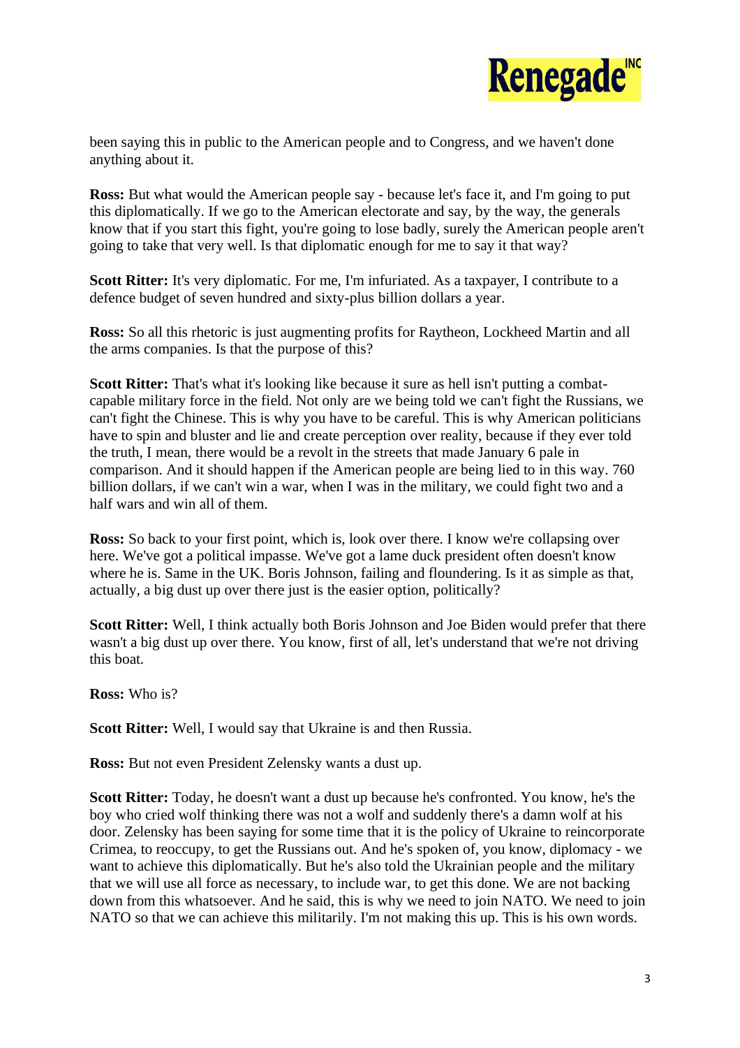been saying this in public to the American people and to Congress, and we haven't done anything about it.

**Ross:** But what would the American people say - because let's face it, and I'm going to put this diplomatically. If we go to the American electorate and say, by the way, the generals know that if you start this fight, you're going to lose badly, surely the American people aren't going to take that very well. Is that diplomatic enough for me to say it that way?

**Scott Ritter:** It's very diplomatic. For me, I'm infuriated. As a taxpayer, I contribute to a defence budget of seven hundred and sixty-plus billion dollars a year.

**Ross:** So all this rhetoric is just augmenting profits for Raytheon, Lockheed Martin and all the arms companies. Is that the purpose of this?

**Scott Ritter:** That's what it's looking like because it sure as hell isn't putting a combat-capable military force in the field. Not only are we being told we can't fight the Russians, we can't fight the Chinese. This is why you have to be careful. This is why American politicians have to spin and bluster and lie and create perception over reality, because if they ever told the truth, I mean, there would be a revolt in the streets that made January 6 pale in comparison. And it should happen if the American people are being lied to in this way. 760 billion dollars, if we can't win a war, when I was in the military, we could fight two and a half wars and win all of them.

**Ross:** So back to your first point, which is, look over there. I know we're collapsing over here. We've got a political impasse. We've got a lame duck president often doesn't know where he is. Same in the UK. Boris Johnson, failing and floundering. Is it as simple as that, actually, a big dust up over there just is the easier option, politically?

**Scott Ritter:** Well, I think actually both Boris Johnson and Joe Biden would prefer that there wasn't a big dust up over there. You know, first of all, let's understand that we're not driving this boat.

**Ross:** Who is?

**Scott Ritter:** Well, I would say that Ukraine is and then Russia.

**Ross:** But not even President Zelensky wants a dust up.

**Scott Ritter:** Today, he doesn't want a dust up because he's confronted. You know, he's the boy who cried wolf thinking there was not a wolf and suddenly there's a damn wolf at his door. Zelensky has been saying for some time that it is the policy of Ukraine to reincorporate Crimea, to reoccupy, to get the Russians out. And he's spoken of, you know, diplomacy - we want to achieve this diplomatically. But he's also told the Ukrainian people and the military that we will use all force as necessary, to include war, to get this done. We are not backing down from this whatsoever. And he said, this is why we need to join NATO. We need to join NATO so that we can achieve this militarily. I'm not making this up. This is his own words.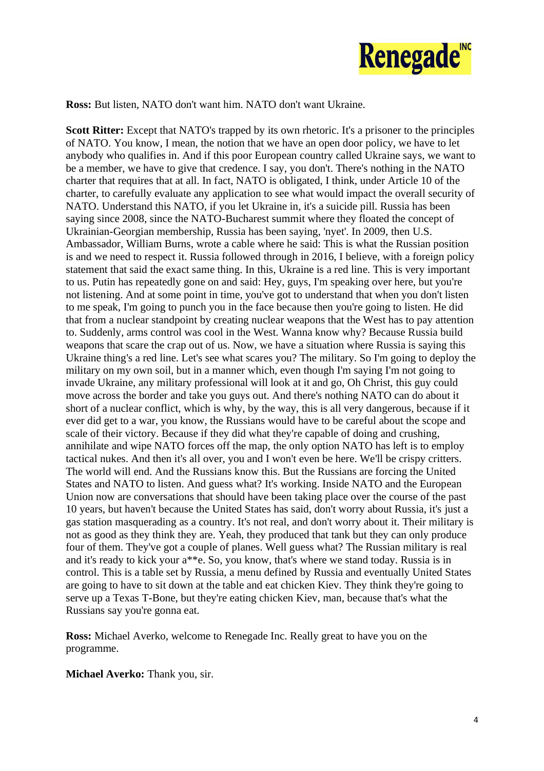**Ross:** But listen, NATO don't want him. NATO don't want Ukraine.

**Scott Ritter:** Except that NATO's trapped by its own rhetoric. It's a prisoner to the principles of NATO. You know, I mean, the notion that we have an open door policy, we have to let anybody who qualifies in. And if this poor European country called Ukraine says, we want to be a member, we have to give that credence. I say, you don't. There's nothing in the NATO charter that requires that at all. In fact, NATO is obligated, I think, under Article 10 of the charter, to carefully evaluate any application to see what would impact the overall security of NATO. Understand this NATO, if you let Ukraine in, it's a suicide pill. Russia has been saying since 2008, since the NATO-Bucharest summit where they floated the concept of Ukrainian-Georgian membership, Russia has been saying, 'nyet'. In 2009, then U.S. Ambassador, William Burns, wrote a cable where he said: This is what the Russian position is and we need to respect it. Russia followed through in 2016, I believe, with a foreign policy statement that said the exact same thing. In this, Ukraine is a red line. This is very important to us. Putin has repeatedly gone on and said: Hey, guys, I'm speaking over here, but you're not listening. And at some point in time, you've got to understand that when you don't listen to me speak, I'm going to punch you in the face because then you're going to listen. He did that from a nuclear standpoint by creating nuclear weapons that the West has to pay attention to. Suddenly, arms control was cool in the West. Wanna know why? Because Russia build weapons that scare the crap out of us. Now, we have a situation where Russia is saying this Ukraine thing's a red line. Let's see what scares you? The military. So I'm going to deploy the military on my own soil, but in a manner which, even though I'm saying I'm not going to invade Ukraine, any military professional will look at it and go, Oh Christ, this guy could move across the border and take you guys out. And there's nothing NATO can do about it short of a nuclear conflict, which is why, by the way, this is all very dangerous, because if it ever did get to a war, you know, the Russians would have to be careful about the scope and scale of their victory. Because if they did what they're capable of doing and crushing, annihilate and wipe NATO forces off the map, the only option NATO has left is to employ tactical nukes. And then it's all over, you and I won't even be here. We'll be crispy critters. The world will end. And the Russians know this. But the Russians are forcing the United States and NATO to listen. And guess what? It's working. Inside NATO and the European Union now are conversations that should have been taking place over the course of the past 10 years, but haven't because the United States has said, don't worry about Russia, it's just a gas station masquerading as a country. It's not real, and don't worry about it. Their military is not as good as they think they are. Yeah, they produced that tank but they can only produce four of them. They've got a couple of planes. Well guess what? The Russian military is real and it's ready to kick your a**e. So, you know, that's where we stand today. Russia is in control. This is a table set by Russia, a menu defined by Russia and eventually United States are going to have to sit down at the table and eat chicken Kiev. They think they're going to serve up a Texas T-Bone, but they're eating chicken Kiev, man, because that's what the Russians say you're gonna eat.

**Ross:** Michael Averko, welcome to Renegade Inc. Really great to have you on the programme.

**Michael Averko:** Thank you, sir.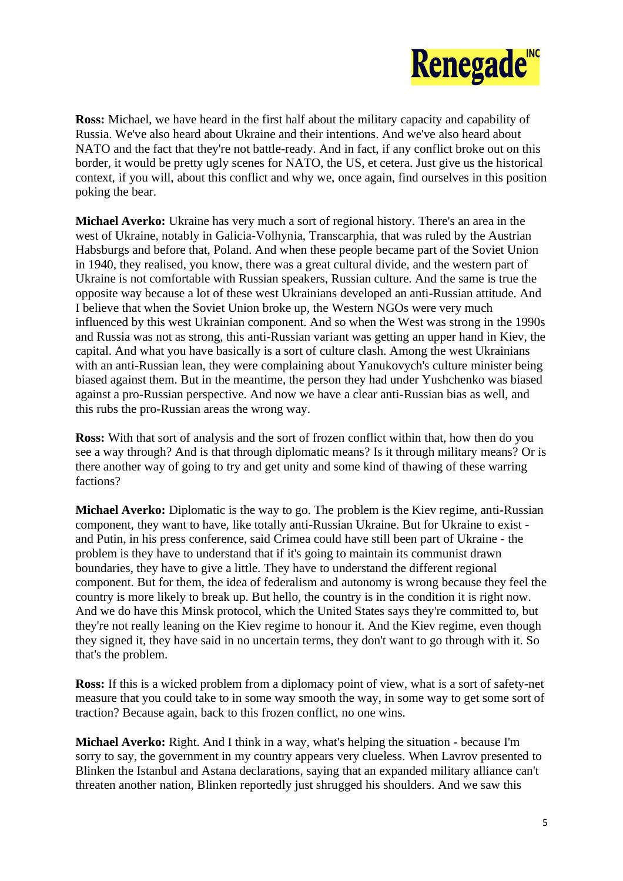**Ross:** Michael, we have heard in the first half about the military capacity and capability of Russia. We've also heard about Ukraine and their intentions. And we've also heard about NATO and the fact that they're not battle-ready. And in fact, if any conflict broke out on this border, it would be pretty ugly scenes for NATO, the US, et cetera. Just give us the historical context, if you will, about this conflict and why we, once again, find ourselves in this position poking the bear.

**Michael Averko:** Ukraine has very much a sort of regional history. There's an area in the west of Ukraine, notably in Galicia-Volhynia, Transcarphia, that was ruled by the Austrian Habsburgs and before that, Poland. And when these people became part of the Soviet Union in 1940, they realised, you know, there was a great cultural divide, and the western part of Ukraine is not comfortable with Russian speakers, Russian culture. And the same is true the opposite way because a lot of these west Ukrainians developed an anti-Russian attitude. And I believe that when the Soviet Union broke up, the Western NGOs were very much influenced by this west Ukrainian component. And so when the West was strong in the 1990s and Russia was not as strong, this anti-Russian variant was getting an upper hand in Kiev, the capital. And what you have basically is a sort of culture clash. Among the west Ukrainians with an anti-Russian lean, they were complaining about Yanukovych's culture minister being biased against them. But in the meantime, the person they had under Yushchenko was biased against a pro-Russian perspective. And now we have a clear anti-Russian bias as well, and this rubs the pro-Russian areas the wrong way.

**Ross:** With that sort of analysis and the sort of frozen conflict within that, how then do you see a way through? And is that through diplomatic means? Is it through military means? Or is there another way of going to try and get unity and some kind of thawing of these warring factions?

**Michael Averko:** Diplomatic is the way to go. The problem is the Kiev regime, anti-Russian component, they want to have, like totally anti-Russian Ukraine. But for Ukraine to exist - and Putin, in his press conference, said Crimea could have still been part of Ukraine - the problem is they have to understand that if it's going to maintain its communist drawn boundaries, they have to give a little. They have to understand the different regional component. But for them, the idea of federalism and autonomy is wrong because they feel the country is more likely to break up. But hello, the country is in the condition it is right now. And we do have this Minsk protocol, which the United States says they're committed to, but they're not really leaning on the Kiev regime to honour it. And the Kiev regime, even though they signed it, they have said in no uncertain terms, they don't want to go through with it. So that's the problem.

**Ross:** If this is a wicked problem from a diplomacy point of view, what is a sort of safety-net measure that you could take to in some way smooth the way, in some way to get some sort of traction? Because again, back to this frozen conflict, no one wins.

**Michael Averko:** Right. And I think in a way, what's helping the situation - because I'm sorry to say, the government in my country appears very clueless. When Lavrov presented to Blinken the Istanbul and Astana declarations, saying that an expanded military alliance can't threaten another nation, Blinken reportedly just shrugged his shoulders. And we saw this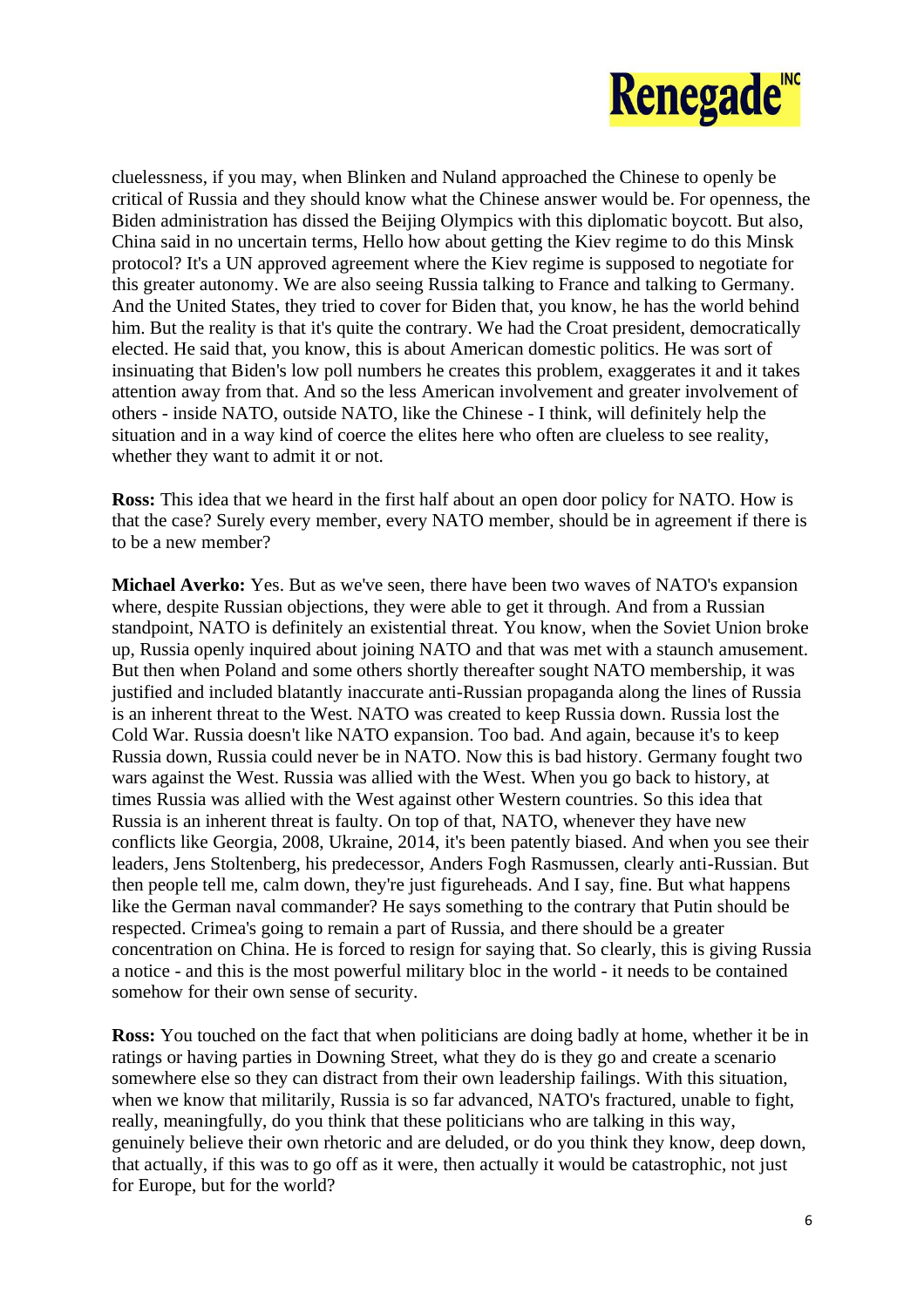cluelessness, if you may, when Blinken and Nuland approached the Chinese to openly be critical of Russia and they should know what the Chinese answer would be. For openness, the Biden administration has dissed the Beijing Olympics with this diplomatic boycott. But also, China said in no uncertain terms, Hello how about getting the Kiev regime to do this Minsk protocol? It's a UN approved agreement where the Kiev regime is supposed to negotiate for this greater autonomy. We are also seeing Russia talking to France and talking to Germany. And the United States, they tried to cover for Biden that, you know, he has the world behind him. But the reality is that it's quite the contrary. We had the Croat president, democratically elected. He said that, you know, this is about American domestic politics. He was sort of insinuating that Biden's low poll numbers he creates this problem, exaggerates it and it takes attention away from that. And so the less American involvement and greater involvement of others - inside NATO, outside NATO, like the Chinese - I think, will definitely help the situation and in a way kind of coerce the elites here who often are clueless to see reality, whether they want to admit it or not.

**Ross:** This idea that we heard in the first half about an open door policy for NATO. How is that the case? Surely every member, every NATO member, should be in agreement if there is to be a new member?

**Michael Averko:** Yes. But as we've seen, there have been two waves of NATO's expansion where, despite Russian objections, they were able to get it through. And from a Russian standpoint, NATO is definitely an existential threat. You know, when the Soviet Union broke up, Russia openly inquired about joining NATO and that was met with a staunch amusement. But then when Poland and some others shortly thereafter sought NATO membership, it was justified and included blatantly inaccurate anti-Russian propaganda along the lines of Russia is an inherent threat to the West. NATO was created to keep Russia down. Russia lost the Cold War. Russia doesn't like NATO expansion. Too bad. And again, because it's to keep Russia down, Russia could never be in NATO. Now this is bad history. Germany fought two wars against the West. Russia was allied with the West. When you go back to history, at times Russia was allied with the West against other Western countries. So this idea that Russia is an inherent threat is faulty. On top of that, NATO, whenever they have new conflicts like Georgia, 2008, Ukraine, 2014, it's been patently biased. And when you see their leaders, Jens Stoltenberg, his predecessor, Anders Fogh Rasmussen, clearly anti-Russian. But then people tell me, calm down, they're just figureheads. And I say, fine. But what happens like the German naval commander? He says something to the contrary that Putin should be respected. Crimea's going to remain a part of Russia, and there should be a greater concentration on China. He is forced to resign for saying that. So clearly, this is giving Russia a notice - and this is the most powerful military bloc in the world - it needs to be contained somehow for their own sense of security.

**Ross:** You touched on the fact that when politicians are doing badly at home, whether it be in ratings or having parties in Downing Street, what they do is they go and create a scenario somewhere else so they can distract from their own leadership failings. With this situation, when we know that militarily, Russia is so far advanced, NATO's fractured, unable to fight, really, meaningfully, do you think that these politicians who are talking in this way, genuinely believe their own rhetoric and are deluded, or do you think they know, deep down, that actually, if this was to go off as it were, then actually it would be catastrophic, not just for Europe, but for the world?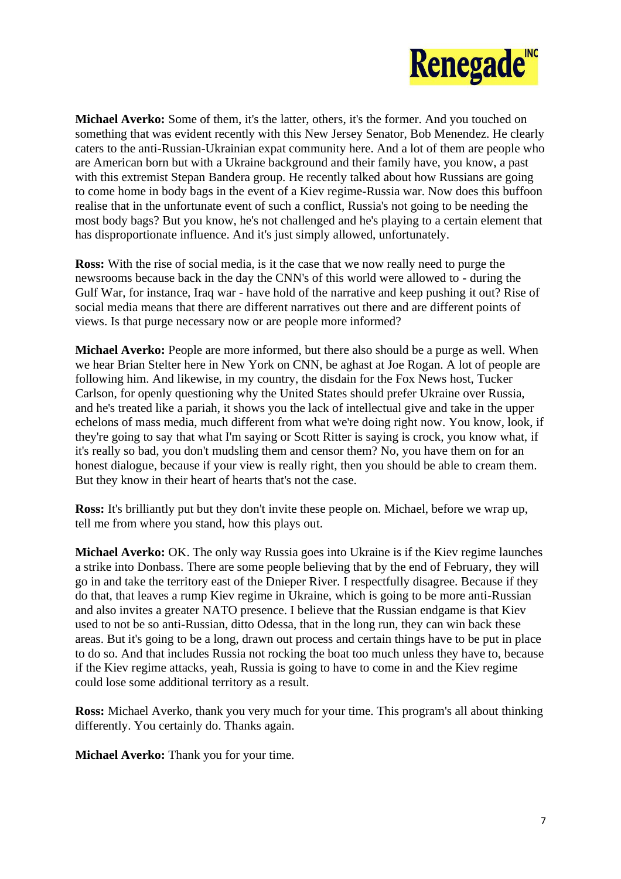**Michael Averko:** Some of them, it's the latter, others, it's the former. And you touched on something that was evident recently with this New Jersey Senator, Bob Menendez. He clearly caters to the anti-Russian-Ukrainian expat community here. And a lot of them are people who are American born but with a Ukraine background and their family have, you know, a past with this extremist Stepan Bandera group. He recently talked about how Russians are going to come home in body bags in the event of a Kiev regime-Russia war. Now does this buffoon realise that in the unfortunate event of such a conflict, Russia's not going to be needing the most body bags? But you know, he's not challenged and he's playing to a certain element that has disproportionate influence. And it's just simply allowed, unfortunately.

**Ross:** With the rise of social media, is it the case that we now really need to purge the newsrooms because back in the day the CNN's of this world were allowed to - during the Gulf War, for instance, Iraq war - have hold of the narrative and keep pushing it out? Rise of social media means that there are different narratives out there and are different points of views. Is that purge necessary now or are people more informed?

**Michael Averko:** People are more informed, but there also should be a purge as well. When we hear Brian Stelter here in New York on CNN, be aghast at Joe Rogan. A lot of people are following him. And likewise, in my country, the disdain for the Fox News host, Tucker Carlson, for openly questioning why the United States should prefer Ukraine over Russia, and he's treated like a pariah, it shows you the lack of intellectual give and take in the upper echelons of mass media, much different from what we're doing right now. You know, look, if they're going to say that what I'm saying or Scott Ritter is saying is crock, you know what, if it's really so bad, you don't mudsling them and censor them? No, you have them on for an honest dialogue, because if your view is really right, then you should be able to cream them. But they know in their heart of hearts that's not the case.

**Ross:** It's brilliantly put but they don't invite these people on. Michael, before we wrap up, tell me from where you stand, how this plays out.

**Michael Averko:** OK. The only way Russia goes into Ukraine is if the Kiev regime launches a strike into Donbass. There are some people believing that by the end of February, they will go in and take the territory east of the Dnieper River. I respectfully disagree. Because if they do that, that leaves a rump Kiev regime in Ukraine, which is going to be more anti-Russian and also invites a greater NATO presence. I believe that the Russian endgame is that Kiev used to not be so anti-Russian, ditto Odessa, that in the long run, they can win back these areas. But it's going to be a long, drawn out process and certain things have to be put in place to do so. And that includes Russia not rocking the boat too much unless they have to, because if the Kiev regime attacks, yeah, Russia is going to have to come in and the Kiev regime could lose some additional territory as a result.

**Ross:** Michael Averko, thank you very much for your time. This program's all about thinking differently. You certainly do. Thanks again.

**Michael Averko:** Thank you for your time.